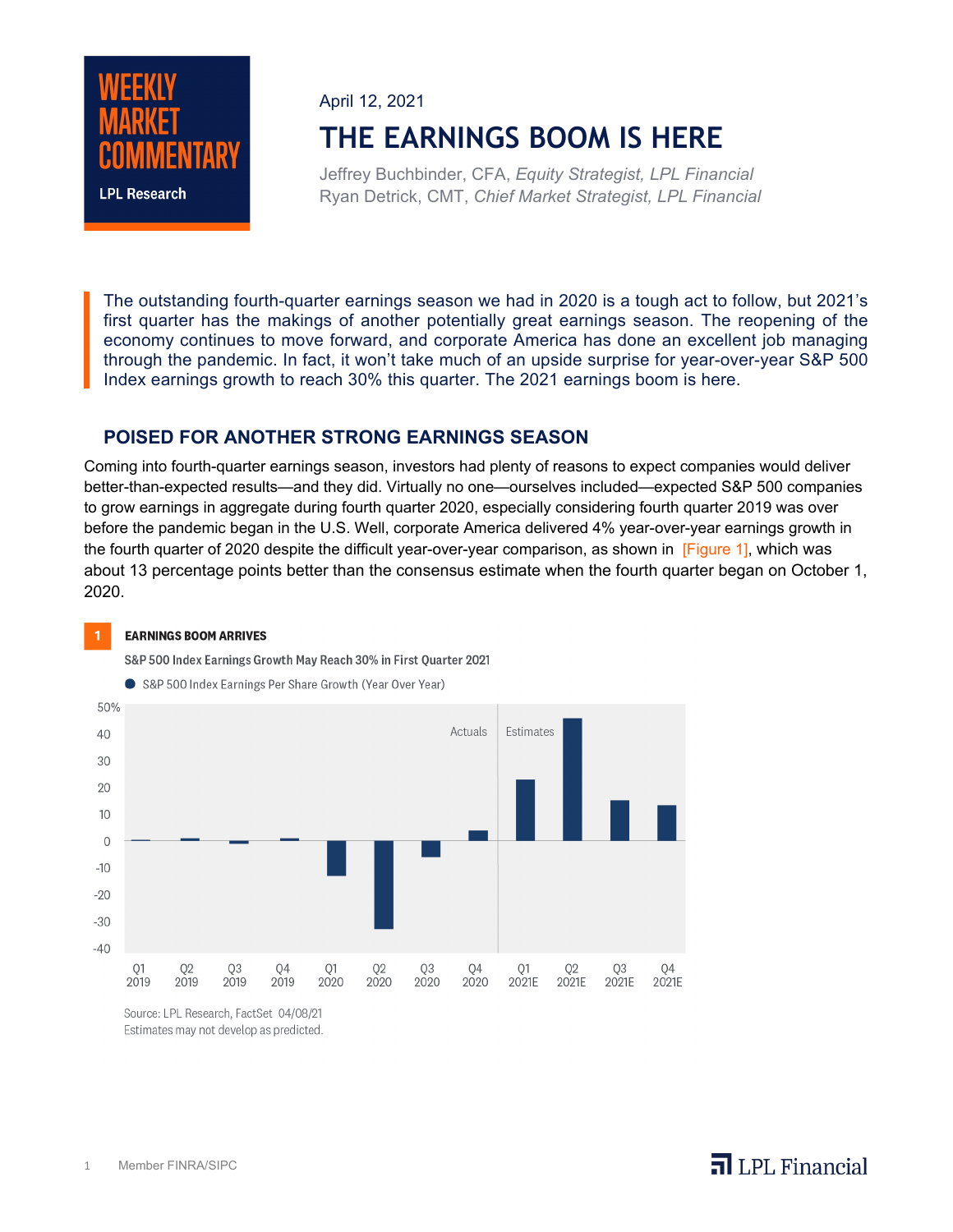**WEEKLY MARKET COMMENTARY**

LPL Research

April 12, 2021

# THE EARNINGS BOOM IS HERE

Jeffrey Buchbinder, CFA, *Equity Strategist, LPL Financial*
Ryan Detrick, CMT, *Chief Market Strategist, LPL Financial*

The outstanding fourth-quarter earnings season we had in 2020 is a tough act to follow, but 2021's first quarter has the makings of another potentially great earnings season. The reopening of the economy continues to move forward, and corporate America has done an excellent job managing through the pandemic. In fact, it won't take much of an upside surprise for year-over-year S&P 500 Index earnings growth to reach 30% this quarter. The 2021 earnings boom is here.

## POISED FOR ANOTHER STRONG EARNINGS SEASON

Coming into fourth-quarter earnings season, investors had plenty of reasons to expect companies would deliver better-than-expected results—and they did. Virtually no one—ourselves included—expected S&P 500 companies to grow earnings in aggregate during fourth quarter 2020, especially considering fourth quarter 2019 was over before the pandemic began in the U.S. Well, corporate America delivered 4% year-over-year earnings growth in the fourth quarter of 2020 despite the difficult year-over-year comparison, as shown in [Figure 1], which was about 13 percentage points better than the consensus estimate when the fourth quarter began on October 1, 2020.

**1 EARNINGS BOOM ARRIVES**

S&P 500 Index Earnings Growth May Reach 30% in First Quarter 2021

Source: LPL Research, FactSet 04/08/21
Estimates may not develop as predicted.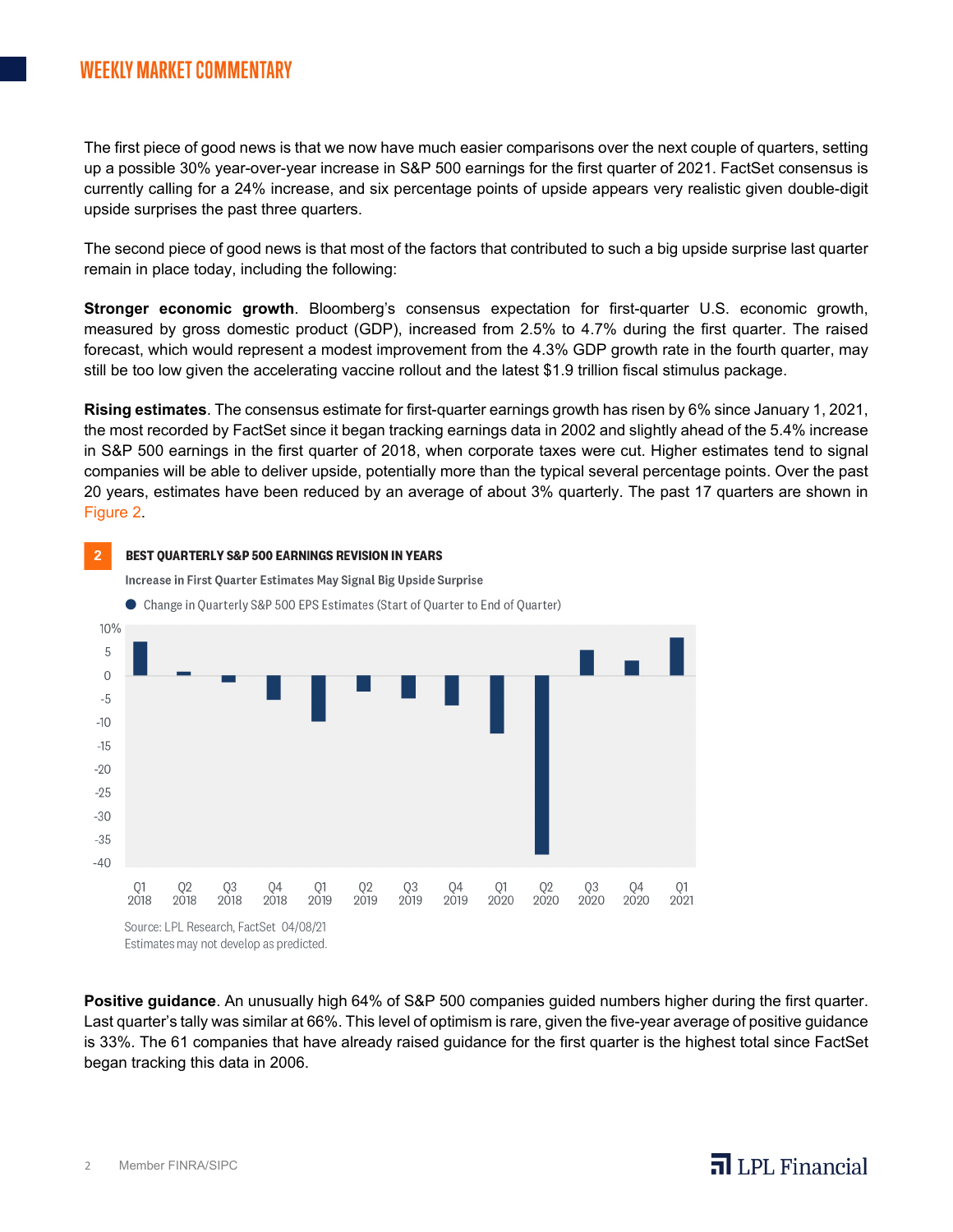The first piece of good news is that we now have much easier comparisons over the next couple of quarters, setting up a possible 30% year-over-year increase in S&P 500 earnings for the first quarter of 2021. FactSet consensus is currently calling for a 24% increase, and six percentage points of upside appears very realistic given double-digit upside surprises the past three quarters.

The second piece of good news is that most of the factors that contributed to such a big upside surprise last quarter remain in place today, including the following:

**Stronger economic growth**. Bloomberg's consensus expectation for first-quarter U.S. economic growth, measured by gross domestic product (GDP), increased from 2.5% to 4.7% during the first quarter. The raised forecast, which would represent a modest improvement from the 4.3% GDP growth rate in the fourth quarter, may still be too low given the accelerating vaccine rollout and the latest $1.9 trillion fiscal stimulus package.

**Rising estimates**. The consensus estimate for first-quarter earnings growth has risen by 6% since January 1, 2021, the most recorded by FactSet since it began tracking earnings data in 2002 and slightly ahead of the 5.4% increase in S&P 500 earnings in the first quarter of 2018, when corporate taxes were cut. Higher estimates tend to signal companies will be able to deliver upside, potentially more than the typical several percentage points. Over the past 20 years, estimates have been reduced by an average of about 3% quarterly. The past 17 quarters are shown in Figure 2.

**2 BEST QUARTERLY S&P 500 EARNINGS REVISION IN YEARS**

Increase in First Quarter Estimates May Signal Big Upside Surprise

● Change in Quarterly S&P 500 EPS Estimates (Start of Quarter to End of Quarter)

Source: LPL Research, FactSet 04/08/21
Estimates may not develop as predicted.

**Positive guidance**. An unusually high 64% of S&P 500 companies guided numbers higher during the first quarter. Last quarter's tally was similar at 66%. This level of optimism is rare, given the five-year average of positive guidance is 33%. The 61 companies that have already raised guidance for the first quarter is the highest total since FactSet began tracking this data in 2006.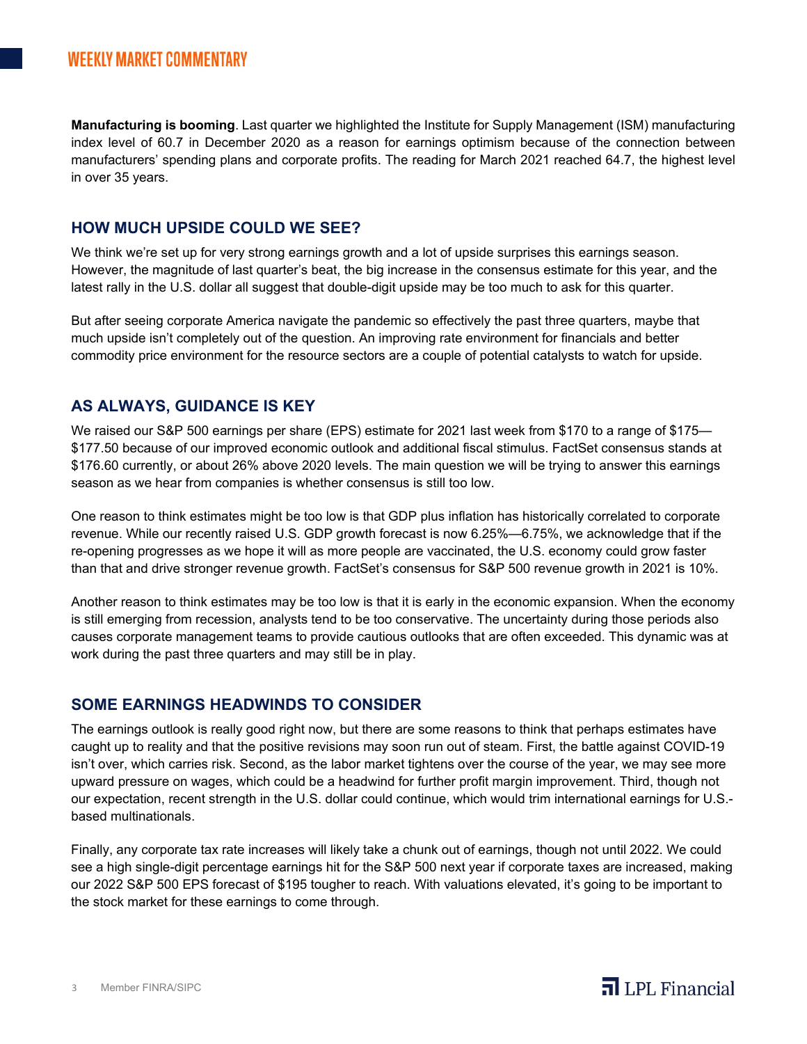**Manufacturing is booming**. Last quarter we highlighted the Institute for Supply Management (ISM) manufacturing index level of 60.7 in December 2020 as a reason for earnings optimism because of the connection between manufacturers' spending plans and corporate profits. The reading for March 2021 reached 64.7, the highest level in over 35 years.

## HOW MUCH UPSIDE COULD WE SEE?

We think we're set up for very strong earnings growth and a lot of upside surprises this earnings season. However, the magnitude of last quarter's beat, the big increase in the consensus estimate for this year, and the latest rally in the U.S. dollar all suggest that double-digit upside may be too much to ask for this quarter.

But after seeing corporate America navigate the pandemic so effectively the past three quarters, maybe that much upside isn't completely out of the question. An improving rate environment for financials and better commodity price environment for the resource sectors are a couple of potential catalysts to watch for upside.

## AS ALWAYS, GUIDANCE IS KEY

We raised our S&P 500 earnings per share (EPS) estimate for 2021 last week from $170 to a range of $175—$177.50 because of our improved economic outlook and additional fiscal stimulus. FactSet consensus stands at $176.60 currently, or about 26% above 2020 levels. The main question we will be trying to answer this earnings season as we hear from companies is whether consensus is still too low.

One reason to think estimates might be too low is that GDP plus inflation has historically correlated to corporate revenue. While our recently raised U.S. GDP growth forecast is now 6.25%—6.75%, we acknowledge that if the re-opening progresses as we hope it will as more people are vaccinated, the U.S. economy could grow faster than that and drive stronger revenue growth. FactSet's consensus for S&P 500 revenue growth in 2021 is 10%.

Another reason to think estimates may be too low is that it is early in the economic expansion. When the economy is still emerging from recession, analysts tend to be too conservative. The uncertainty during those periods also causes corporate management teams to provide cautious outlooks that are often exceeded. This dynamic was at work during the past three quarters and may still be in play.

## SOME EARNINGS HEADWINDS TO CONSIDER

The earnings outlook is really good right now, but there are some reasons to think that perhaps estimates have caught up to reality and that the positive revisions may soon run out of steam. First, the battle against COVID-19 isn't over, which carries risk. Second, as the labor market tightens over the course of the year, we may see more upward pressure on wages, which could be a headwind for further profit margin improvement. Third, though not our expectation, recent strength in the U.S. dollar could continue, which would trim international earnings for U.S.-based multinationals.

Finally, any corporate tax rate increases will likely take a chunk out of earnings, though not until 2022. We could see a high single-digit percentage earnings hit for the S&P 500 next year if corporate taxes are increased, making our 2022 S&P 500 EPS forecast of $195 tougher to reach. With valuations elevated, it's going to be important to the stock market for these earnings to come through.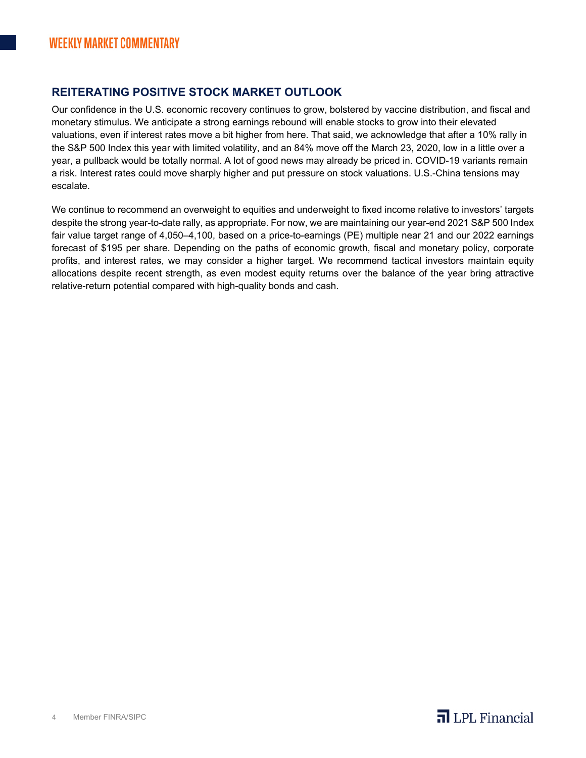## REITERATING POSITIVE STOCK MARKET OUTLOOK

Our confidence in the U.S. economic recovery continues to grow, bolstered by vaccine distribution, and fiscal and monetary stimulus. We anticipate a strong earnings rebound will enable stocks to grow into their elevated valuations, even if interest rates move a bit higher from here. That said, we acknowledge that after a 10% rally in the S&P 500 Index this year with limited volatility, and an 84% move off the March 23, 2020, low in a little over a year, a pullback would be totally normal. A lot of good news may already be priced in. COVID-19 variants remain a risk. Interest rates could move sharply higher and put pressure on stock valuations. U.S.-China tensions may escalate.

We continue to recommend an overweight to equities and underweight to fixed income relative to investors' targets despite the strong year-to-date rally, as appropriate. For now, we are maintaining our year-end 2021 S&P 500 Index fair value target range of 4,050–4,100, based on a price-to-earnings (PE) multiple near 21 and our 2022 earnings forecast of $195 per share. Depending on the paths of economic growth, fiscal and monetary policy, corporate profits, and interest rates, we may consider a higher target. We recommend tactical investors maintain equity allocations despite recent strength, as even modest equity returns over the balance of the year bring attractive relative-return potential compared with high-quality bonds and cash.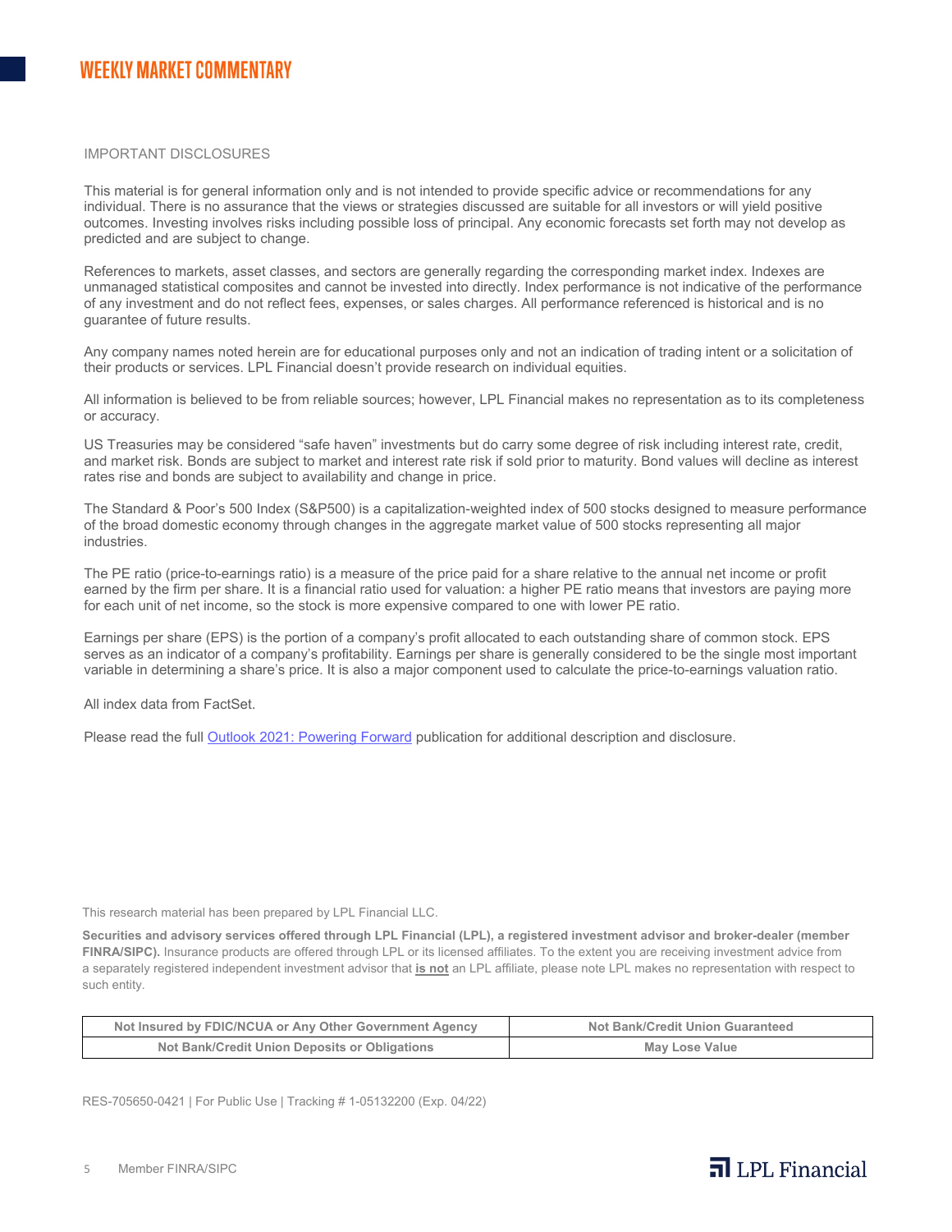IMPORTANT DISCLOSURES

This material is for general information only and is not intended to provide specific advice or recommendations for any individual. There is no assurance that the views or strategies discussed are suitable for all investors or will yield positive outcomes. Investing involves risks including possible loss of principal. Any economic forecasts set forth may not develop as predicted and are subject to change.

References to markets, asset classes, and sectors are generally regarding the corresponding market index. Indexes are unmanaged statistical composites and cannot be invested into directly. Index performance is not indicative of the performance of any investment and do not reflect fees, expenses, or sales charges. All performance referenced is historical and is no guarantee of future results.

Any company names noted herein are for educational purposes only and not an indication of trading intent or a solicitation of their products or services. LPL Financial doesn't provide research on individual equities.

All information is believed to be from reliable sources; however, LPL Financial makes no representation as to its completeness or accuracy.

US Treasuries may be considered "safe haven" investments but do carry some degree of risk including interest rate, credit, and market risk. Bonds are subject to market and interest rate risk if sold prior to maturity. Bond values will decline as interest rates rise and bonds are subject to availability and change in price.

The Standard & Poor's 500 Index (S&P500) is a capitalization-weighted index of 500 stocks designed to measure performance of the broad domestic economy through changes in the aggregate market value of 500 stocks representing all major industries.

The PE ratio (price-to-earnings ratio) is a measure of the price paid for a share relative to the annual net income or profit earned by the firm per share. It is a financial ratio used for valuation: a higher PE ratio means that investors are paying more for each unit of net income, so the stock is more expensive compared to one with lower PE ratio.

Earnings per share (EPS) is the portion of a company's profit allocated to each outstanding share of common stock. EPS serves as an indicator of a company's profitability. Earnings per share is generally considered to be the single most important variable in determining a share's price. It is also a major component used to calculate the price-to-earnings valuation ratio.

All index data from FactSet.

Please read the full Outlook 2021: Powering Forward publication for additional description and disclosure.

This research material has been prepared by LPL Financial LLC.

**Securities and advisory services offered through LPL Financial (LPL), a registered investment advisor and broker-dealer (member FINRA/SIPC).** Insurance products are offered through LPL or its licensed affiliates. To the extent you are receiving investment advice from a separately registered independent investment advisor that **is not** an LPL affiliate, please note LPL makes no representation with respect to such entity.

| | |
|---|---|
| **Not Insured by FDIC/NCUA or Any Other Government Agency** | **Not Bank/Credit Union Guaranteed** |
| **Not Bank/Credit Union Deposits or Obligations** | **May Lose Value** |

RES-705650-0421 | For Public Use | Tracking # 1-05132200 (Exp. 04/22)

Member FINRA/SIPC